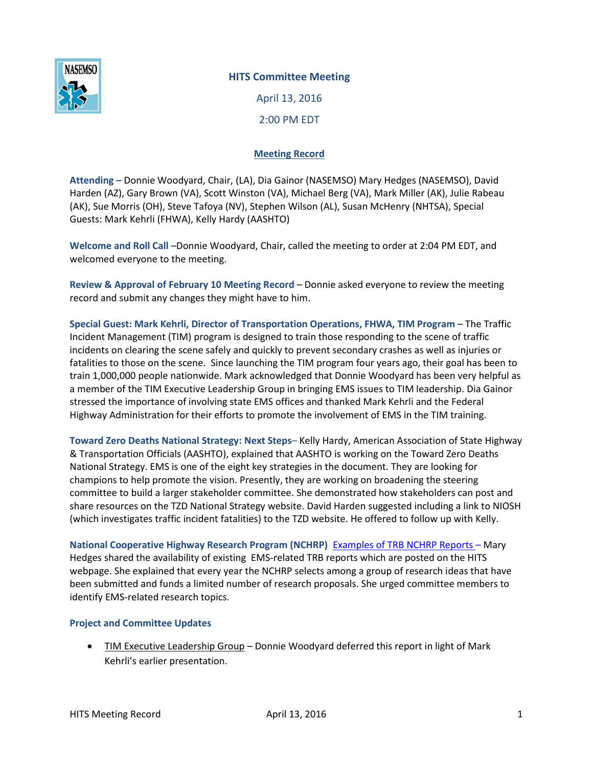## HITS Committee Meeting

April 13, 2016

2:00 PM EDT

### Meeting Record

**Attending –** Donnie Woodyard, Chair, (LA), Dia Gainor (NASEMSO) Mary Hedges (NASEMSO), David Harden (AZ), Gary Brown (VA), Scott Winston (VA), Michael Berg (VA), Mark Miller (AK), Julie Rabeau (AK), Sue Morris (OH), Steve Tafoya (NV), Stephen Wilson (AL), Susan McHenry (NHTSA), Special Guests: Mark Kehrli (FHWA), Kelly Hardy (AASHTO)

**Welcome and Roll Call** –Donnie Woodyard, Chair, called the meeting to order at 2:04 PM EDT, and welcomed everyone to the meeting.

**Review & Approval of February 10 Meeting Record** – Donnie asked everyone to review the meeting record and submit any changes they might have to him.

**Special Guest: Mark Kehrli, Director of Transportation Operations, FHWA, TIM Program** – The Traffic Incident Management (TIM) program is designed to train those responding to the scene of traffic incidents on clearing the scene safely and quickly to prevent secondary crashes as well as injuries or fatalities to those on the scene. Since launching the TIM program four years ago, their goal has been to train 1,000,000 people nationwide. Mark acknowledged that Donnie Woodyard has been very helpful as a member of the TIM Executive Leadership Group in bringing EMS issues to TIM leadership. Dia Gainor stressed the importance of involving state EMS offices and thanked Mark Kehrli and the Federal Highway Administration for their efforts to promote the involvement of EMS in the TIM training.

**Toward Zero Deaths National Strategy: Next Steps**– Kelly Hardy, American Association of State Highway & Transportation Officials (AASHTO), explained that AASHTO is working on the Toward Zero Deaths National Strategy. EMS is one of the eight key strategies in the document. They are looking for champions to help promote the vision. Presently, they are working on broadening the steering committee to build a larger stakeholder committee. She demonstrated how stakeholders can post and share resources on the TZD National Strategy website. David Harden suggested including a link to NIOSH (which investigates traffic incident fatalities) to the TZD website. He offered to follow up with Kelly.

**National Cooperative Highway Research Program (NCHRP)** Examples of TRB NCHRP Reports – Mary Hedges shared the availability of existing EMS-related TRB reports which are posted on the HITS webpage. She explained that every year the NCHRP selects among a group of research ideas that have been submitted and funds a limited number of research proposals. She urged committee members to identify EMS-related research topics.

**Project and Committee Updates**

- TIM Executive Leadership Group – Donnie Woodyard deferred this report in light of Mark Kehrli's earlier presentation.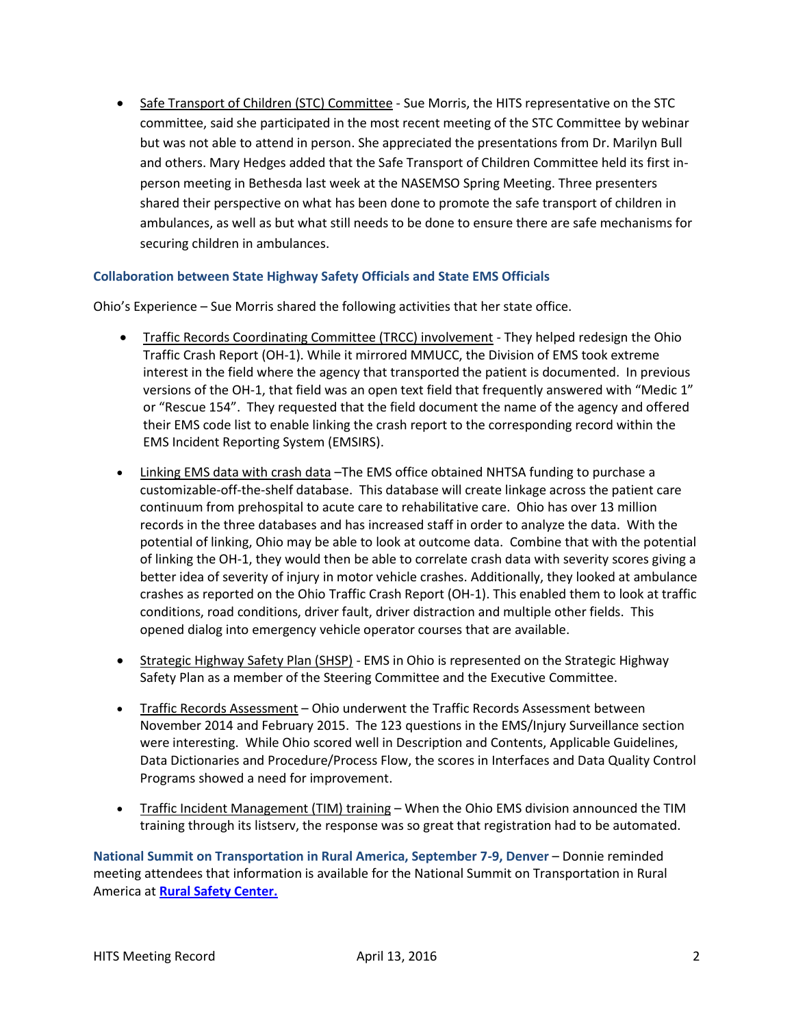- Safe Transport of Children (STC) Committee - Sue Morris, the HITS representative on the STC committee, said she participated in the most recent meeting of the STC Committee by webinar but was not able to attend in person. She appreciated the presentations from Dr. Marilyn Bull and others. Mary Hedges added that the Safe Transport of Children Committee held its first in-person meeting in Bethesda last week at the NASEMSO Spring Meeting. Three presenters shared their perspective on what has been done to promote the safe transport of children in ambulances, as well as but what still needs to be done to ensure there are safe mechanisms for securing children in ambulances.

### Collaboration between State Highway Safety Officials and State EMS Officials

Ohio's Experience – Sue Morris shared the following activities that her state office.

- Traffic Records Coordinating Committee (TRCC) involvement - They helped redesign the Ohio Traffic Crash Report (OH-1). While it mirrored MMUCC, the Division of EMS took extreme interest in the field where the agency that transported the patient is documented. In previous versions of the OH-1, that field was an open text field that frequently answered with "Medic 1" or "Rescue 154". They requested that the field document the name of the agency and offered their EMS code list to enable linking the crash report to the corresponding record within the EMS Incident Reporting System (EMSIRS).

- Linking EMS data with crash data –The EMS office obtained NHTSA funding to purchase a customizable-off-the-shelf database. This database will create linkage across the patient care continuum from prehospital to acute care to rehabilitative care. Ohio has over 13 million records in the three databases and has increased staff in order to analyze the data. With the potential of linking, Ohio may be able to look at outcome data. Combine that with the potential of linking the OH-1, they would then be able to correlate crash data with severity scores giving a better idea of severity of injury in motor vehicle crashes. Additionally, they looked at ambulance crashes as reported on the Ohio Traffic Crash Report (OH-1). This enabled them to look at traffic conditions, road conditions, driver fault, driver distraction and multiple other fields. This opened dialog into emergency vehicle operator courses that are available.

- Strategic Highway Safety Plan (SHSP) - EMS in Ohio is represented on the Strategic Highway Safety Plan as a member of the Steering Committee and the Executive Committee.

- Traffic Records Assessment – Ohio underwent the Traffic Records Assessment between November 2014 and February 2015. The 123 questions in the EMS/Injury Surveillance section were interesting. While Ohio scored well in Description and Contents, Applicable Guidelines, Data Dictionaries and Procedure/Process Flow, the scores in Interfaces and Data Quality Control Programs showed a need for improvement.

- Traffic Incident Management (TIM) training – When the Ohio EMS division announced the TIM training through its listserv, the response was so great that registration had to be automated.

**National Summit on Transportation in Rural America, September 7-9, Denver** – Donnie reminded meeting attendees that information is available for the National Summit on Transportation in Rural America at **Rural Safety Center.**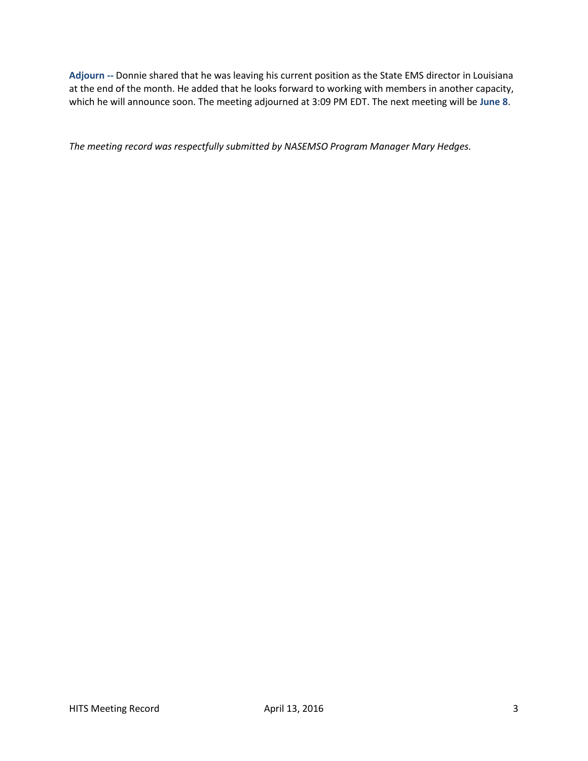**Adjourn --** Donnie shared that he was leaving his current position as the State EMS director in Louisiana at the end of the month. He added that he looks forward to working with members in another capacity, which he will announce soon. The meeting adjourned at 3:09 PM EDT. The next meeting will be **June 8**.

*The meeting record was respectfully submitted by NASEMSO Program Manager Mary Hedges.*